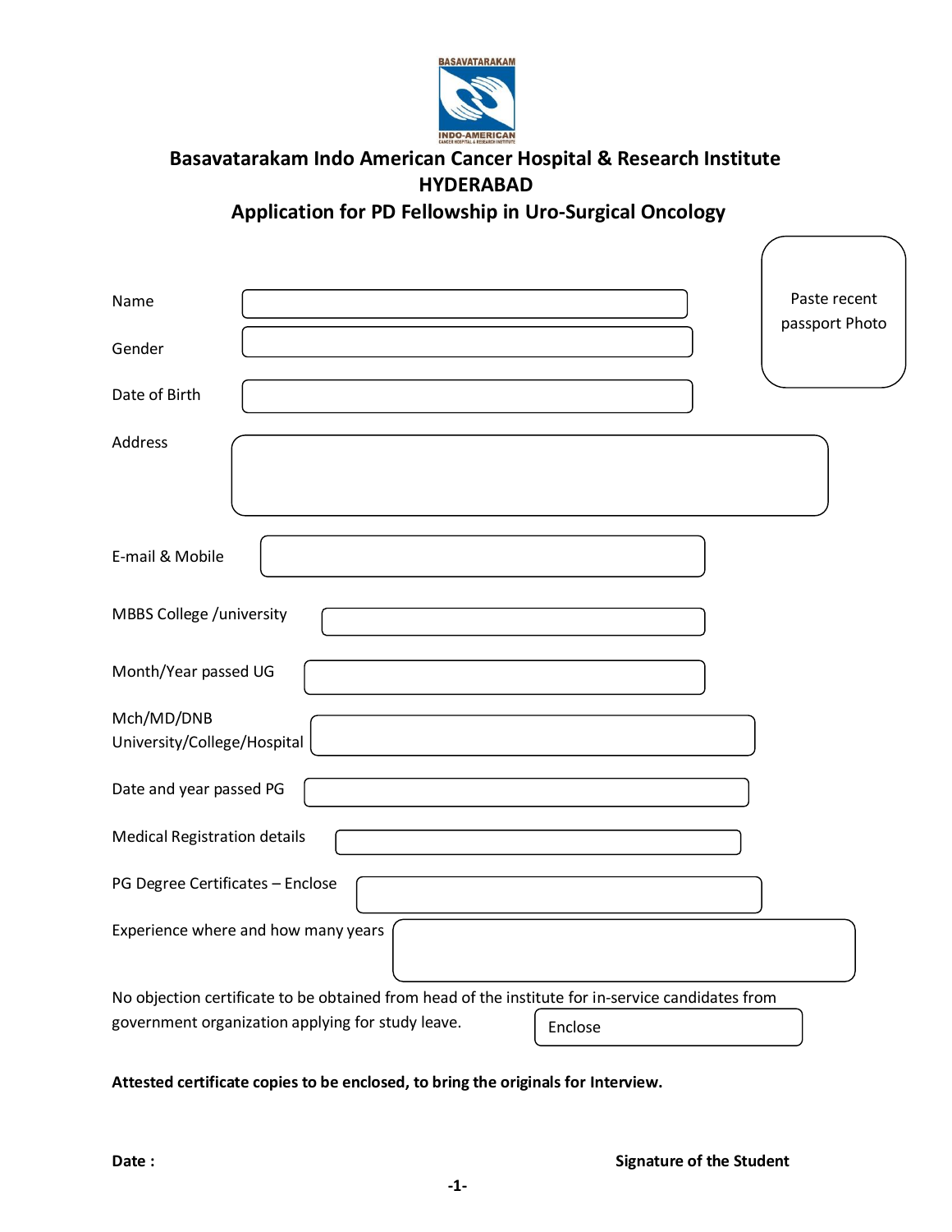BASAVATARAKAM

INDO-AMERICAN

# Basavatarakam Indo American Cancer Hospital & Research Institute
## HYDERABAD
## Application for PD Fellowship in Uro-Surgical Oncology

Paste recent passport Photo

Name

Gender

Date of Birth

Address

E-mail & Mobile

MBBS College /university

Month/Year passed UG

Mch/MD/DNB University/College/Hospital

Date and year passed PG

Medical Registration details

PG Degree Certificates – Enclose

Experience where and how many years

No objection certificate to be obtained from head of the institute for in-service candidates from government organization applying for study leave. Enclose

**Attested certificate copies to be enclosed, to bring the originals for Interview.**

**Date :**

**Signature of the Student**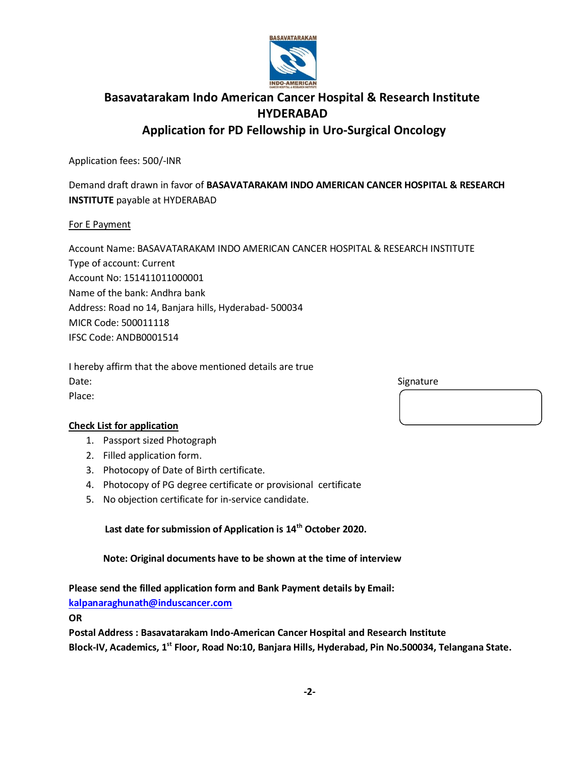# Basavatarakam Indo American Cancer Hospital & Research Institute
# HYDERABAD
## Application for PD Fellowship in Uro-Surgical Oncology

Application fees: 500/-INR

Demand draft drawn in favor of **BASAVATARAKAM INDO AMERICAN CANCER HOSPITAL & RESEARCH INSTITUTE** payable at HYDERABAD

For E Payment

Account Name: BASAVATARAKAM INDO AMERICAN CANCER HOSPITAL & RESEARCH INSTITUTE
Type of account: Current
Account No: 151411011000001
Name of the bank: Andhra bank
Address: Road no 14, Banjara hills, Hyderabad- 500034
MICR Code: 500011118
IFSC Code: ANDB0001514

I hereby affirm that the above mentioned details are true

Date:

Place:

Signature

**Check List for application**

1. Passport sized Photograph
2. Filled application form.
3. Photocopy of Date of Birth certificate.
4. Photocopy of PG degree certificate or provisional certificate
5. No objection certificate for in-service candidate.

**Last date for submission of Application is 14th October 2020.**

**Note: Original documents have to be shown at the time of interview**

**Please send the filled application form and Bank Payment details by Email:**
**kalpanaraghunath@induscancer.com**

**OR**

**Postal Address : Basavatarakam Indo-American Cancer Hospital and Research Institute**
**Block-IV, Academics, 1st Floor, Road No:10, Banjara Hills, Hyderabad, Pin No.500034, Telangana State.**